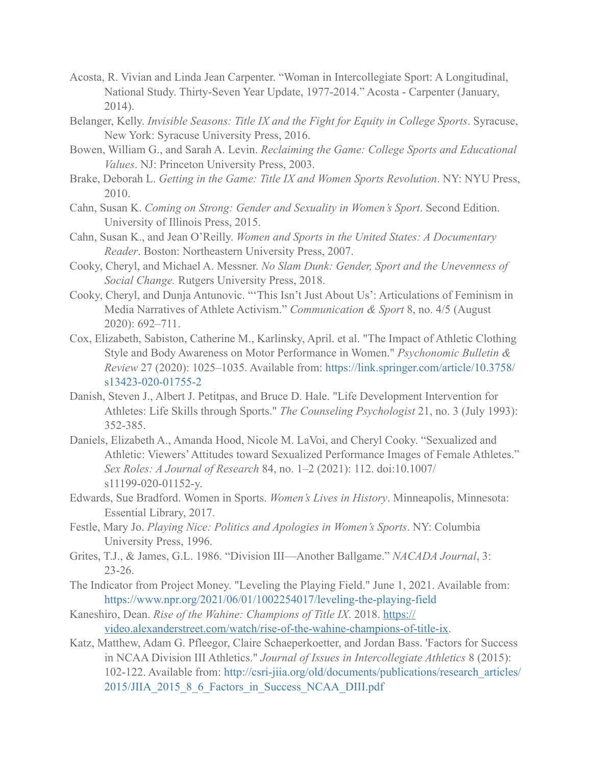Acosta, R. Vivian and Linda Jean Carpenter. "Woman in Intercollegiate Sport: A Longitudinal, National Study. Thirty-Seven Year Update, 1977-2014." Acosta - Carpenter (January, 2014).

Belanger, Kelly. *Invisible Seasons: Title IX and the Fight for Equity in College Sports*. Syracuse, New York: Syracuse University Press, 2016.

Bowen, William G., and Sarah A. Levin. *Reclaiming the Game: College Sports and Educational Values*. NJ: Princeton University Press, 2003.

Brake, Deborah L. *Getting in the Game: Title IX and Women Sports Revolution*. NY: NYU Press, 2010.

Cahn, Susan K. *Coming on Strong: Gender and Sexuality in Women's Sport*. Second Edition. University of Illinois Press, 2015.

Cahn, Susan K., and Jean O'Reilly. *Women and Sports in the United States: A Documentary Reader*. Boston: Northeastern University Press, 2007.

Cooky, Cheryl, and Michael A. Messner. *No Slam Dunk: Gender, Sport and the Unevenness of Social Change.* Rutgers University Press, 2018.

Cooky, Cheryl, and Dunja Antunovic. "'This Isn't Just About Us': Articulations of Feminism in Media Narratives of Athlete Activism." *Communication & Sport* 8, no. 4/5 (August 2020): 692–711.

Cox, Elizabeth, Sabiston, Catherine M., Karlinsky, April. et al. "The Impact of Athletic Clothing Style and Body Awareness on Motor Performance in Women." *Psychonomic Bulletin & Review* 27 (2020): 1025–1035. Available from: https://link.springer.com/article/10.3758/s13423-020-01755-2

Danish, Steven J., Albert J. Petitpas, and Bruce D. Hale. "Life Development Intervention for Athletes: Life Skills through Sports." *The Counseling Psychologist* 21, no. 3 (July 1993): 352-385.

Daniels, Elizabeth A., Amanda Hood, Nicole M. LaVoi, and Cheryl Cooky. "Sexualized and Athletic: Viewers' Attitudes toward Sexualized Performance Images of Female Athletes." *Sex Roles: A Journal of Research* 84, no. 1–2 (2021): 112. doi:10.1007/s11199-020-01152-y.

Edwards, Sue Bradford. Women in Sports. *Women's Lives in History*. Minneapolis, Minnesota: Essential Library, 2017.

Festle, Mary Jo. *Playing Nice: Politics and Apologies in Women's Sports*. NY: Columbia University Press, 1996.

Grites, T.J., & James, G.L. 1986. "Division III—Another Ballgame." *NACADA Journal*, 3: 23-26.

The Indicator from Project Money. "Leveling the Playing Field." June 1, 2021. Available from: https://www.npr.org/2021/06/01/1002254017/leveling-the-playing-field

Kaneshiro, Dean. *Rise of the Wahine: Champions of Title IX*. 2018. https://video.alexanderstreet.com/watch/rise-of-the-wahine-champions-of-title-ix.

Katz, Matthew, Adam G. Pfleegor, Claire Schaeperkoetter, and Jordan Bass. 'Factors for Success in NCAA Division III Athletics." *Journal of Issues in Intercollegiate Athletics* 8 (2015): 102-122. Available from: http://csri-jiia.org/old/documents/publications/research_articles/2015/JIIA_2015_8_6_Factors_in_Success_NCAA_DIII.pdf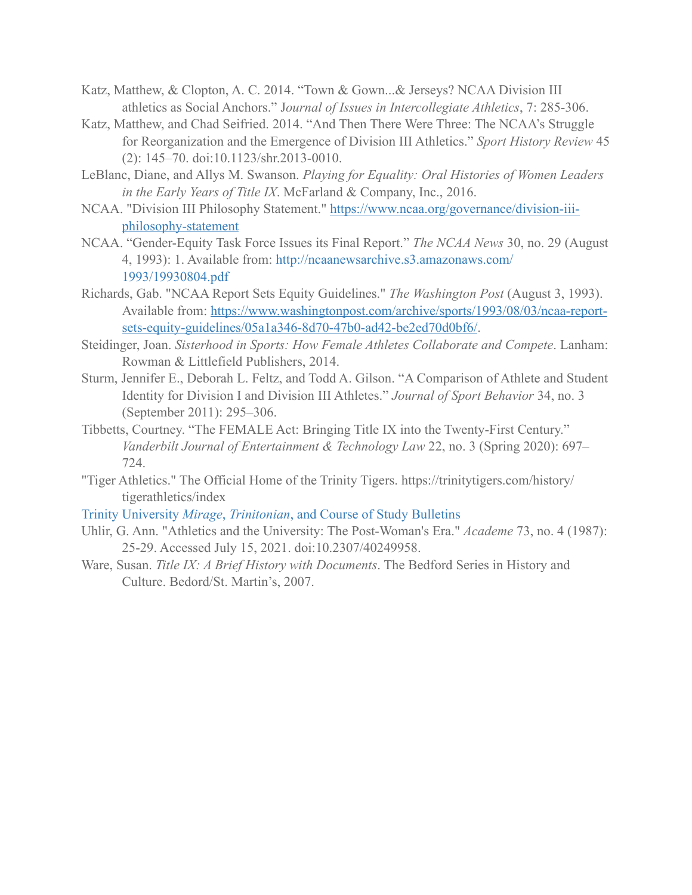Katz, Matthew, & Clopton, A. C. 2014. "Town & Gown...& Jerseys? NCAA Division III athletics as Social Anchors." J*ournal of Issues in Intercollegiate Athletics*, 7: 285-306.

Katz, Matthew, and Chad Seifried. 2014. "And Then There Were Three: The NCAA's Struggle for Reorganization and the Emergence of Division III Athletics." *Sport History Review* 45 (2): 145–70. doi:10.1123/shr.2013-0010.

LeBlanc, Diane, and Allys M. Swanson. *Playing for Equality: Oral Histories of Women Leaders in the Early Years of Title IX*. McFarland & Company, Inc., 2016.

NCAA. "Division III Philosophy Statement." https://www.ncaa.org/governance/division-iii-philosophy-statement

NCAA. "Gender-Equity Task Force Issues its Final Report." *The NCAA News* 30, no. 29 (August 4, 1993): 1. Available from: http://ncaanewsarchive.s3.amazonaws.com/1993/19930804.pdf

Richards, Gab. "NCAA Report Sets Equity Guidelines." *The Washington Post* (August 3, 1993). Available from: https://www.washingtonpost.com/archive/sports/1993/08/03/ncaa-report-sets-equity-guidelines/05a1a346-8d70-47b0-ad42-be2ed70d0bf6/.

Steidinger, Joan. *Sisterhood in Sports: How Female Athletes Collaborate and Compete*. Lanham: Rowman & Littlefield Publishers, 2014.

Sturm, Jennifer E., Deborah L. Feltz, and Todd A. Gilson. "A Comparison of Athlete and Student Identity for Division I and Division III Athletes." *Journal of Sport Behavior* 34, no. 3 (September 2011): 295–306.

Tibbetts, Courtney. "The FEMALE Act: Bringing Title IX into the Twenty-First Century." *Vanderbilt Journal of Entertainment & Technology Law* 22, no. 3 (Spring 2020): 697–724.

"Tiger Athletics." The Official Home of the Trinity Tigers. https://trinitytigers.com/history/tigerathletics/index

Trinity University *Mirage*, *Trinitonian*, and Course of Study Bulletins

Uhlir, G. Ann. "Athletics and the University: The Post-Woman's Era." *Academe* 73, no. 4 (1987): 25-29. Accessed July 15, 2021. doi:10.2307/40249958.

Ware, Susan. *Title IX: A Brief History with Documents*. The Bedford Series in History and Culture. Bedord/St. Martin's, 2007.